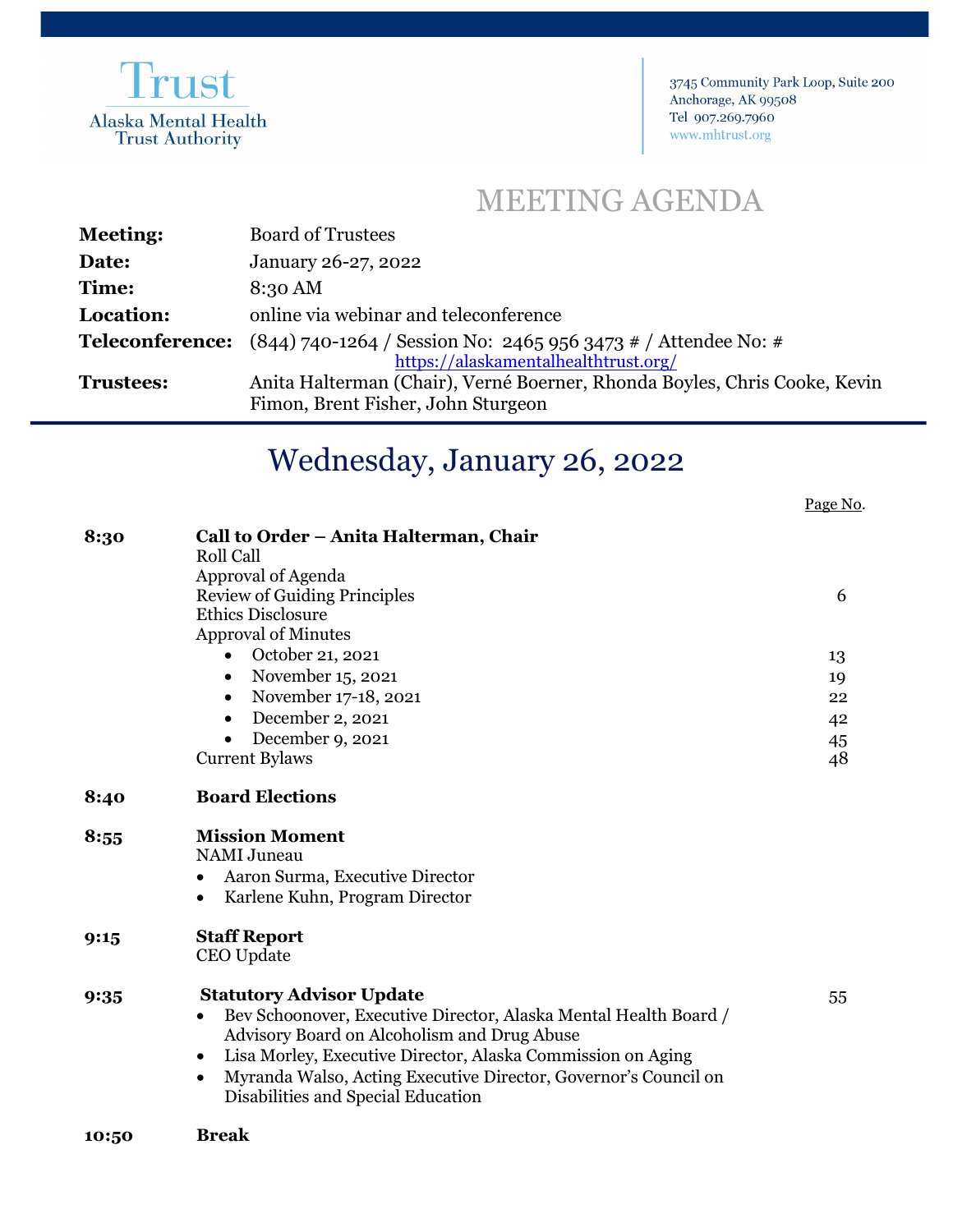Trust
Alaska Mental Health
Trust Authority

3745 Community Park Loop, Suite 200
Anchorage, AK 99508
Tel 907.269.7960
www.mhtrust.org

# MEETING AGENDA

| | |
|---|---|
| **Meeting:** | Board of Trustees |
| **Date:** | January 26-27, 2022 |
| **Time:** | 8:30 AM |
| **Location:** | online via webinar and teleconference |
| **Teleconference:** | (844) 740-1264 / Session No: 2465 956 3473 # / Attendee No: # https://alaskamentalhealthtrust.org/ |
| **Trustees:** | Anita Halterman (Chair), Verné Boerner, Rhonda Boyles, Chris Cooke, Kevin Fimon, Brent Fisher, John Sturgeon |

## Wednesday, January 26, 2022

| | | Page No. |
|---|---|---|
| **8:30** | **Call to Order – Anita Halterman, Chair** | |
| | Roll Call | |
| | Approval of Agenda | |
| | Review of Guiding Principles | 6 |
| | Ethics Disclosure | |
| | Approval of Minutes | |
| | • October 21, 2021 | 13 |
| | • November 15, 2021 | 19 |
| | • November 17-18, 2021 | 22 |
| | • December 2, 2021 | 42 |
| | • December 9, 2021 | 45 |
| | Current Bylaws | 48 |
| **8:40** | **Board Elections** | |
| **8:55** | **Mission Moment** | |
| | NAMI Juneau | |
| | • Aaron Surma, Executive Director | |
| | • Karlene Kuhn, Program Director | |
| **9:15** | **Staff Report** | |
| | CEO Update | |
| **9:35** | **Statutory Advisor Update** | 55 |
| | • Bev Schoonover, Executive Director, Alaska Mental Health Board / Advisory Board on Alcoholism and Drug Abuse | |
| | • Lisa Morley, Executive Director, Alaska Commission on Aging | |
| | • Myranda Walso, Acting Executive Director, Governor's Council on Disabilities and Special Education | |
| **10:50** | **Break** | |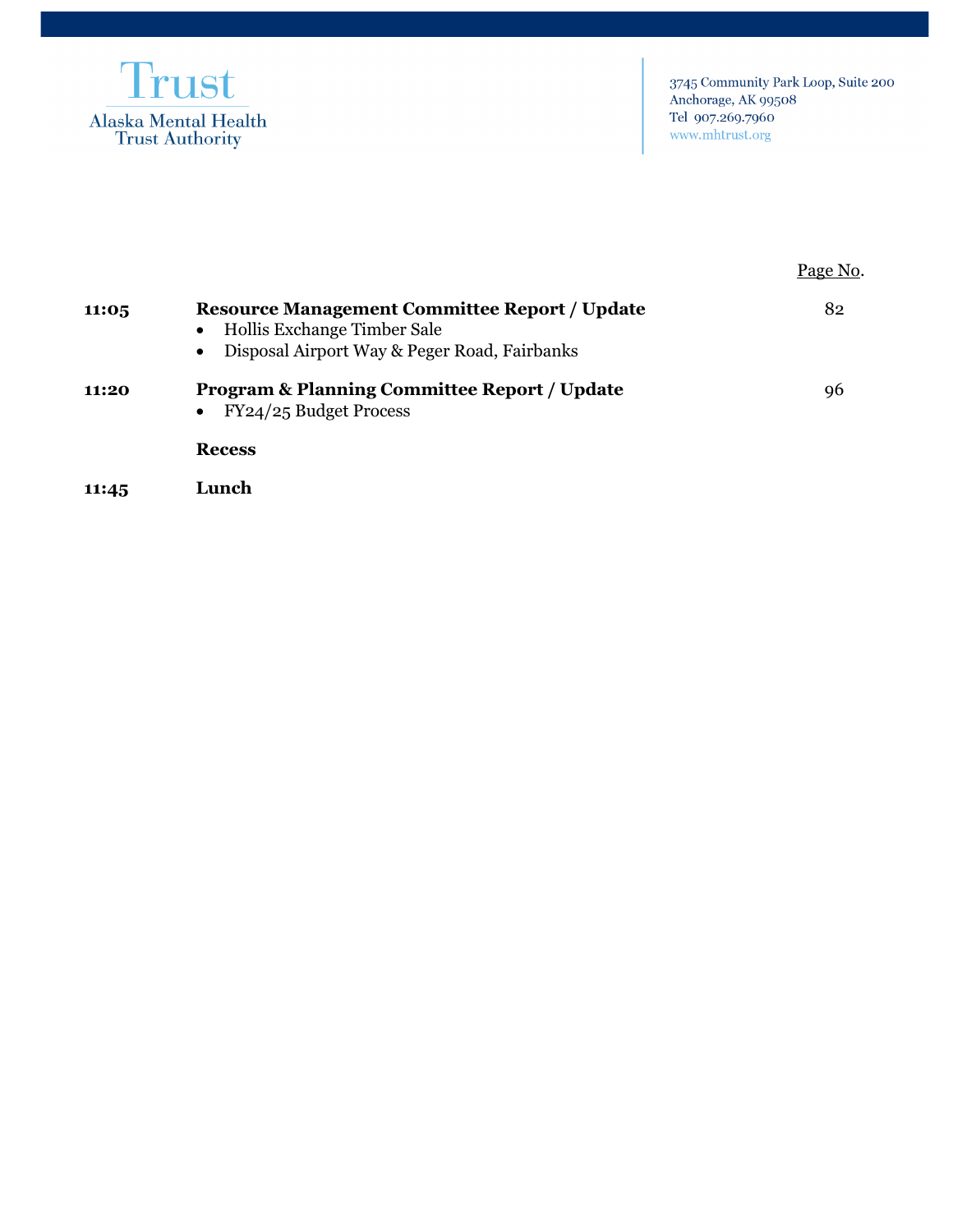Trust
Alaska Mental Health Trust Authority

3745 Community Park Loop, Suite 200
Anchorage, AK 99508
Tel 907.269.7960
www.mhtrust.org

| | | Page No. |
|---|---|---|
| **11:05** | **Resource Management Committee Report / Update**<br>• Hollis Exchange Timber Sale<br>• Disposal Airport Way & Peger Road, Fairbanks | 82 |
| **11:20** | **Program & Planning Committee Report / Update**<br>• FY24/25 Budget Process | 96 |
| | **Recess** | |
| **11:45** | **Lunch** | |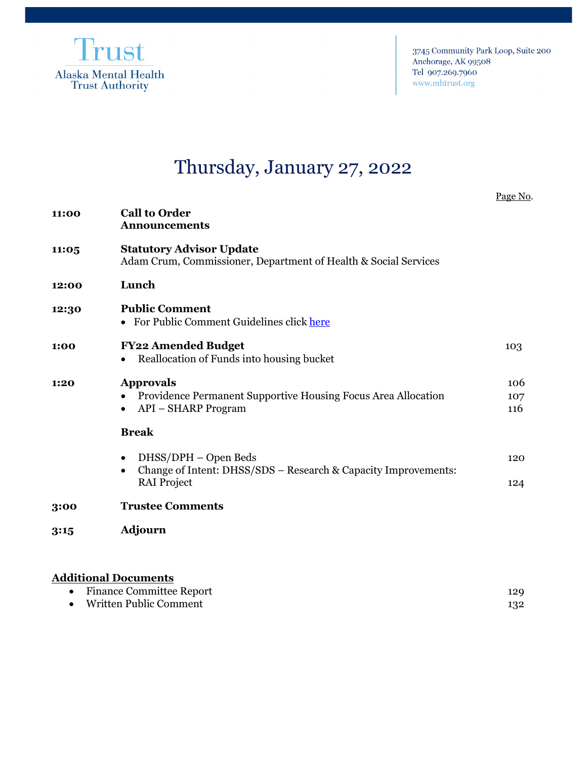Trust
Alaska Mental Health Trust Authority

3745 Community Park Loop, Suite 200
Anchorage, AK 99508
Tel 907.269.7960
www.mhtrust.org

# Thursday, January 27, 2022

| | | Page No. |
|---|---|---|
| **11:00** | **Call to Order**<br>**Announcements** | |
| **11:05** | **Statutory Advisor Update**<br>Adam Crum, Commissioner, Department of Health & Social Services | |
| **12:00** | **Lunch** | |
| **12:30** | **Public Comment**<br>• For Public Comment Guidelines click here | |
| **1:00** | **FY22 Amended Budget**<br>• Reallocation of Funds into housing bucket | 103 |
| **1:20** | **Approvals** | 106 |
| | • Providence Permanent Supportive Housing Focus Area Allocation | 107 |
| | • API – SHARP Program | 116 |
| | **Break** | |
| | • DHSS/DPH – Open Beds | 120 |
| | • Change of Intent: DHSS/SDS – Research & Capacity Improvements: RAI Project | 124 |
| **3:00** | **Trustee Comments** | |
| **3:15** | **Adjourn** | |

**Additional Documents**

| | |
|---|---|
| • Finance Committee Report | 129 |
| • Written Public Comment | 132 |